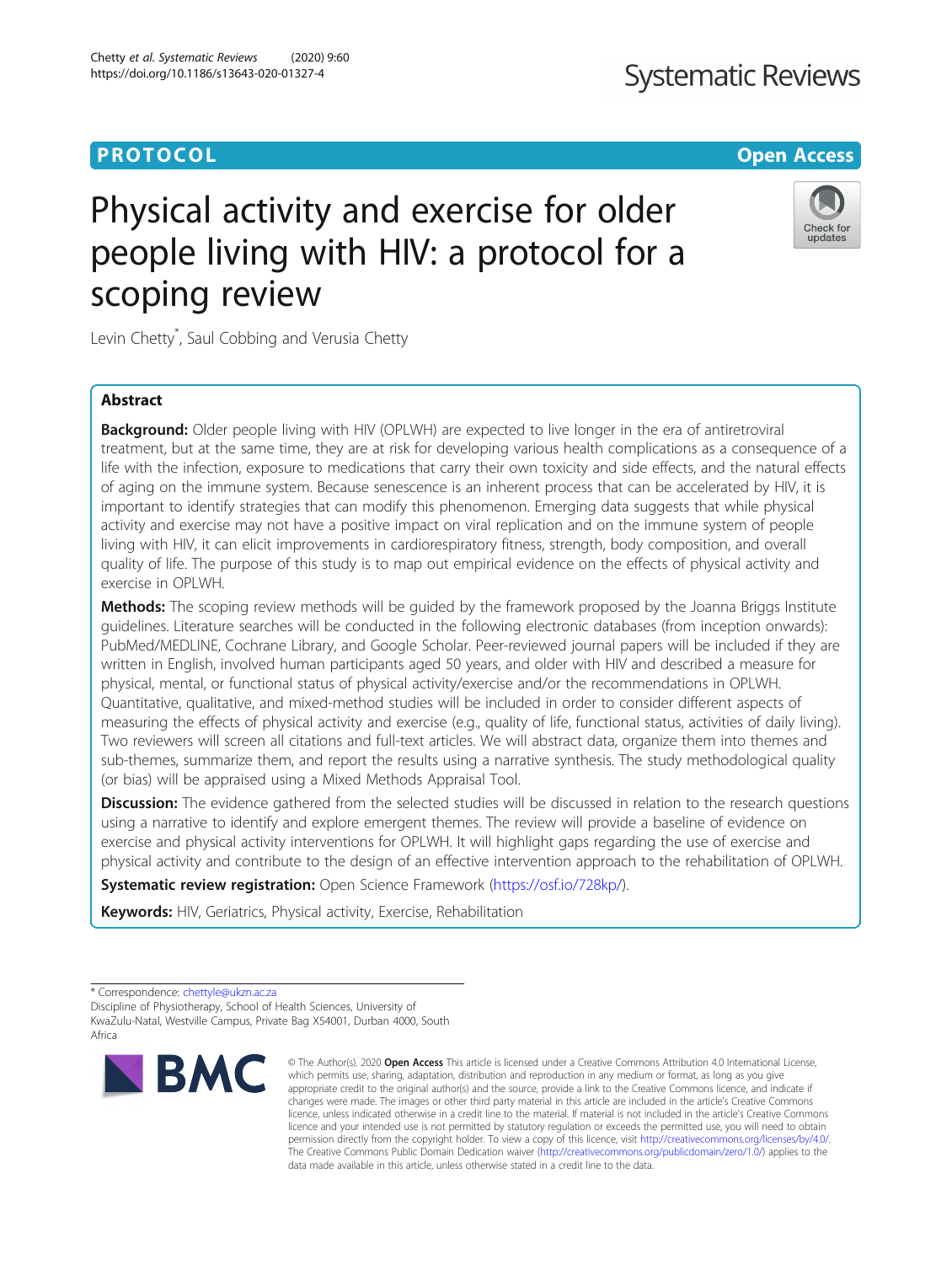**PROTOCOL** **Open Access**

# Physical activity and exercise for older people living with HIV: a protocol for a scoping review

Levin Chetty*, Saul Cobbing and Verusia Chetty

## Abstract

**Background:** Older people living with HIV (OPLWH) are expected to live longer in the era of antiretroviral treatment, but at the same time, they are at risk for developing various health complications as a consequence of a life with the infection, exposure to medications that carry their own toxicity and side effects, and the natural effects of aging on the immune system. Because senescence is an inherent process that can be accelerated by HIV, it is important to identify strategies that can modify this phenomenon. Emerging data suggests that while physical activity and exercise may not have a positive impact on viral replication and on the immune system of people living with HIV, it can elicit improvements in cardiorespiratory fitness, strength, body composition, and overall quality of life. The purpose of this study is to map out empirical evidence on the effects of physical activity and exercise in OPLWH.

**Methods:** The scoping review methods will be guided by the framework proposed by the Joanna Briggs Institute guidelines. Literature searches will be conducted in the following electronic databases (from inception onwards): PubMed/MEDLINE, Cochrane Library, and Google Scholar. Peer-reviewed journal papers will be included if they are written in English, involved human participants aged 50 years, and older with HIV and described a measure for physical, mental, or functional status of physical activity/exercise and/or the recommendations in OPLWH. Quantitative, qualitative, and mixed-method studies will be included in order to consider different aspects of measuring the effects of physical activity and exercise (e.g., quality of life, functional status, activities of daily living). Two reviewers will screen all citations and full-text articles. We will abstract data, organize them into themes and sub-themes, summarize them, and report the results using a narrative synthesis. The study methodological quality (or bias) will be appraised using a Mixed Methods Appraisal Tool.

**Discussion:** The evidence gathered from the selected studies will be discussed in relation to the research questions using a narrative to identify and explore emergent themes. The review will provide a baseline of evidence on exercise and physical activity interventions for OPLWH. It will highlight gaps regarding the use of exercise and physical activity and contribute to the design of an effective intervention approach to the rehabilitation of OPLWH.

**Systematic review registration:** Open Science Framework (https://osf.io/728kp/).

**Keywords:** HIV, Geriatrics, Physical activity, Exercise, Rehabilitation

---

\* Correspondence: chettyle@ukzn.ac.za
Discipline of Physiotherapy, School of Health Sciences, University of KwaZulu-Natal, Westville Campus, Private Bag X54001, Durban 4000, South Africa

© The Author(s). 2020 **Open Access** This article is licensed under a Creative Commons Attribution 4.0 International License, which permits use, sharing, adaptation, distribution and reproduction in any medium or format, as long as you give appropriate credit to the original author(s) and the source, provide a link to the Creative Commons licence, and indicate if changes were made. The images or other third party material in this article are included in the article's Creative Commons licence, unless indicated otherwise in a credit line to the material. If material is not included in the article's Creative Commons licence and your intended use is not permitted by statutory regulation or exceeds the permitted use, you will need to obtain permission directly from the copyright holder. To view a copy of this licence, visit http://creativecommons.org/licenses/by/4.0/. The Creative Commons Public Domain Dedication waiver (http://creativecommons.org/publicdomain/zero/1.0/) applies to the data made available in this article, unless otherwise stated in a credit line to the data.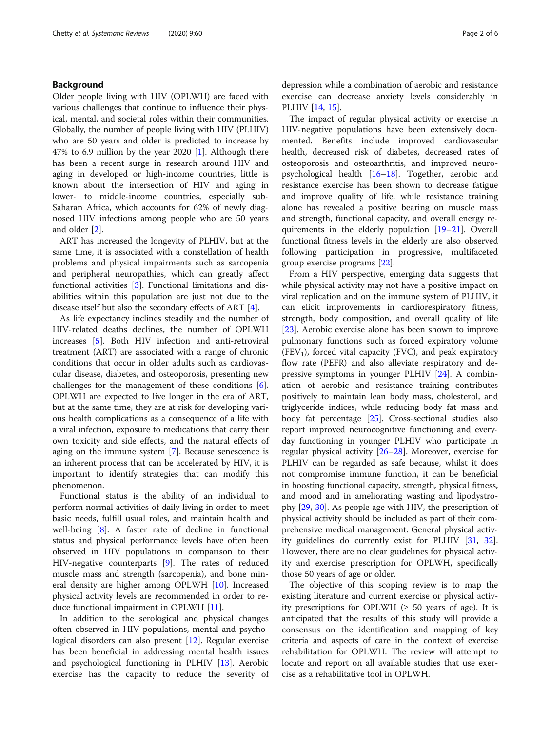## Background

Older people living with HIV (OPLWH) are faced with various challenges that continue to influence their physical, mental, and societal roles within their communities. Globally, the number of people living with HIV (PLHIV) who are 50 years and older is predicted to increase by 47% to 6.9 million by the year 2020 [1]. Although there has been a recent surge in research around HIV and aging in developed or high-income countries, little is known about the intersection of HIV and aging in lower- to middle-income countries, especially sub-Saharan Africa, which accounts for 62% of newly diagnosed HIV infections among people who are 50 years and older [2].

ART has increased the longevity of PLHIV, but at the same time, it is associated with a constellation of health problems and physical impairments such as sarcopenia and peripheral neuropathies, which can greatly affect functional activities [3]. Functional limitations and disabilities within this population are just not due to the disease itself but also the secondary effects of ART [4].

As life expectancy inclines steadily and the number of HIV-related deaths declines, the number of OPLWH increases [5]. Both HIV infection and anti-retroviral treatment (ART) are associated with a range of chronic conditions that occur in older adults such as cardiovascular disease, diabetes, and osteoporosis, presenting new challenges for the management of these conditions [6]. OPLWH are expected to live longer in the era of ART, but at the same time, they are at risk for developing various health complications as a consequence of a life with a viral infection, exposure to medications that carry their own toxicity and side effects, and the natural effects of aging on the immune system [7]. Because senescence is an inherent process that can be accelerated by HIV, it is important to identify strategies that can modify this phenomenon.

Functional status is the ability of an individual to perform normal activities of daily living in order to meet basic needs, fulfill usual roles, and maintain health and well-being [8]. A faster rate of decline in functional status and physical performance levels have often been observed in HIV populations in comparison to their HIV-negative counterparts [9]. The rates of reduced muscle mass and strength (sarcopenia), and bone mineral density are higher among OPLWH [10]. Increased physical activity levels are recommended in order to reduce functional impairment in OPLWH [11].

In addition to the serological and physical changes often observed in HIV populations, mental and psychological disorders can also present [12]. Regular exercise has been beneficial in addressing mental health issues and psychological functioning in PLHIV [13]. Aerobic exercise has the capacity to reduce the severity of depression while a combination of aerobic and resistance exercise can decrease anxiety levels considerably in PLHIV [14, 15].

The impact of regular physical activity or exercise in HIV-negative populations have been extensively documented. Benefits include improved cardiovascular health, decreased risk of diabetes, decreased rates of osteoporosis and osteoarthritis, and improved neuropsychological health [16–18]. Together, aerobic and resistance exercise has been shown to decrease fatigue and improve quality of life, while resistance training alone has revealed a positive bearing on muscle mass and strength, functional capacity, and overall energy requirements in the elderly population [19–21]. Overall functional fitness levels in the elderly are also observed following participation in progressive, multifaceted group exercise programs [22].

From a HIV perspective, emerging data suggests that while physical activity may not have a positive impact on viral replication and on the immune system of PLHIV, it can elicit improvements in cardiorespiratory fitness, strength, body composition, and overall quality of life [23]. Aerobic exercise alone has been shown to improve pulmonary functions such as forced expiratory volume ($FEV_1$), forced vital capacity (FVC), and peak expiratory flow rate (PEFR) and also alleviate respiratory and depressive symptoms in younger PLHIV [24]. A combination of aerobic and resistance training contributes positively to maintain lean body mass, cholesterol, and triglyceride indices, while reducing body fat mass and body fat percentage [25]. Cross-sectional studies also report improved neurocognitive functioning and everyday functioning in younger PLHIV who participate in regular physical activity [26–28]. Moreover, exercise for PLHIV can be regarded as safe because, whilst it does not compromise immune function, it can be beneficial in boosting functional capacity, strength, physical fitness, and mood and in ameliorating wasting and lipodystrophy [29, 30]. As people age with HIV, the prescription of physical activity should be included as part of their comprehensive medical management. General physical activity guidelines do currently exist for PLHIV [31, 32]. However, there are no clear guidelines for physical activity and exercise prescription for OPLWH, specifically those 50 years of age or older.

The objective of this scoping review is to map the existing literature and current exercise or physical activity prescriptions for OPLWH (≥ 50 years of age). It is anticipated that the results of this study will provide a consensus on the identification and mapping of key criteria and aspects of care in the context of exercise rehabilitation for OPLWH. The review will attempt to locate and report on all available studies that use exercise as a rehabilitative tool in OPLWH.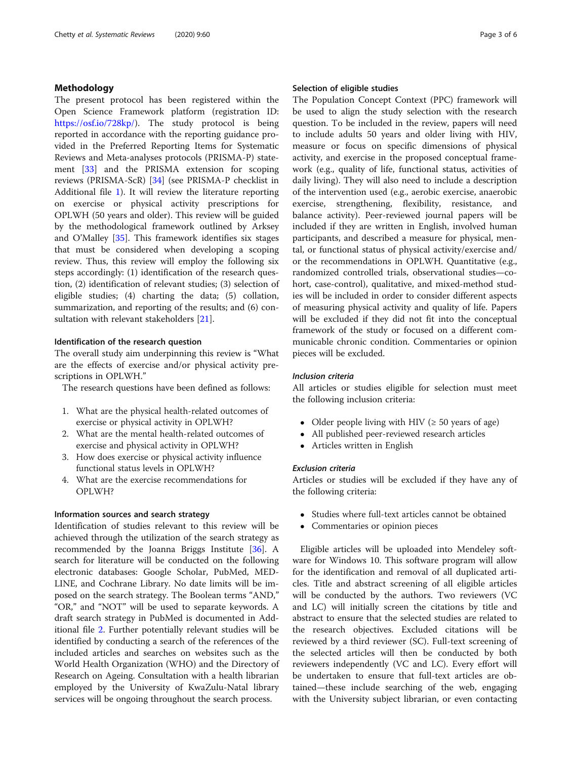## Methodology

The present protocol has been registered within the Open Science Framework platform (registration ID: https://osf.io/728kp/). The study protocol is being reported in accordance with the reporting guidance provided in the Preferred Reporting Items for Systematic Reviews and Meta-analyses protocols (PRISMA-P) statement [33] and the PRISMA extension for scoping reviews (PRISMA-ScR) [34] (see PRISMA-P checklist in Additional file 1). It will review the literature reporting on exercise or physical activity prescriptions for OPLWH (50 years and older). This review will be guided by the methodological framework outlined by Arksey and O'Malley [35]. This framework identifies six stages that must be considered when developing a scoping review. Thus, this review will employ the following six steps accordingly: (1) identification of the research question, (2) identification of relevant studies; (3) selection of eligible studies; (4) charting the data; (5) collation, summarization, and reporting of the results; and (6) consultation with relevant stakeholders [21].

### Identification of the research question

The overall study aim underpinning this review is "What are the effects of exercise and/or physical activity prescriptions in OPLWH."

The research questions have been defined as follows:

1. What are the physical health-related outcomes of exercise or physical activity in OPLWH?
2. What are the mental health-related outcomes of exercise and physical activity in OPLWH?
3. How does exercise or physical activity influence functional status levels in OPLWH?
4. What are the exercise recommendations for OPLWH?

### Information sources and search strategy

Identification of studies relevant to this review will be achieved through the utilization of the search strategy as recommended by the Joanna Briggs Institute [36]. A search for literature will be conducted on the following electronic databases: Google Scholar, PubMed, MEDLINE, and Cochrane Library. No date limits will be imposed on the search strategy. The Boolean terms "AND," "OR," and "NOT" will be used to separate keywords. A draft search strategy in PubMed is documented in Additional file 2. Further potentially relevant studies will be identified by conducting a search of the references of the included articles and searches on websites such as the World Health Organization (WHO) and the Directory of Research on Ageing. Consultation with a health librarian employed by the University of KwaZulu-Natal library services will be ongoing throughout the search process.

### Selection of eligible studies

The Population Concept Context (PPC) framework will be used to align the study selection with the research question. To be included in the review, papers will need to include adults 50 years and older living with HIV, measure or focus on specific dimensions of physical activity, and exercise in the proposed conceptual framework (e.g., quality of life, functional status, activities of daily living). They will also need to include a description of the intervention used (e.g., aerobic exercise, anaerobic exercise, strengthening, flexibility, resistance, and balance activity). Peer-reviewed journal papers will be included if they are written in English, involved human participants, and described a measure for physical, mental, or functional status of physical activity/exercise and/or the recommendations in OPLWH. Quantitative (e.g., randomized controlled trials, observational studies—cohort, case-control), qualitative, and mixed-method studies will be included in order to consider different aspects of measuring physical activity and quality of life. Papers will be excluded if they did not fit into the conceptual framework of the study or focused on a different communicable chronic condition. Commentaries or opinion pieces will be excluded.

#### *Inclusion criteria*

All articles or studies eligible for selection must meet the following inclusion criteria:

- Older people living with HIV (≥ 50 years of age)
- All published peer-reviewed research articles
- Articles written in English

#### *Exclusion criteria*

Articles or studies will be excluded if they have any of the following criteria:

- Studies where full-text articles cannot be obtained
- Commentaries or opinion pieces

Eligible articles will be uploaded into Mendeley software for Windows 10. This software program will allow for the identification and removal of all duplicated articles. Title and abstract screening of all eligible articles will be conducted by the authors. Two reviewers (VC and LC) will initially screen the citations by title and abstract to ensure that the selected studies are related to the research objectives. Excluded citations will be reviewed by a third reviewer (SC). Full-text screening of the selected articles will then be conducted by both reviewers independently (VC and LC). Every effort will be undertaken to ensure that full-text articles are obtained—these include searching of the web, engaging with the University subject librarian, or even contacting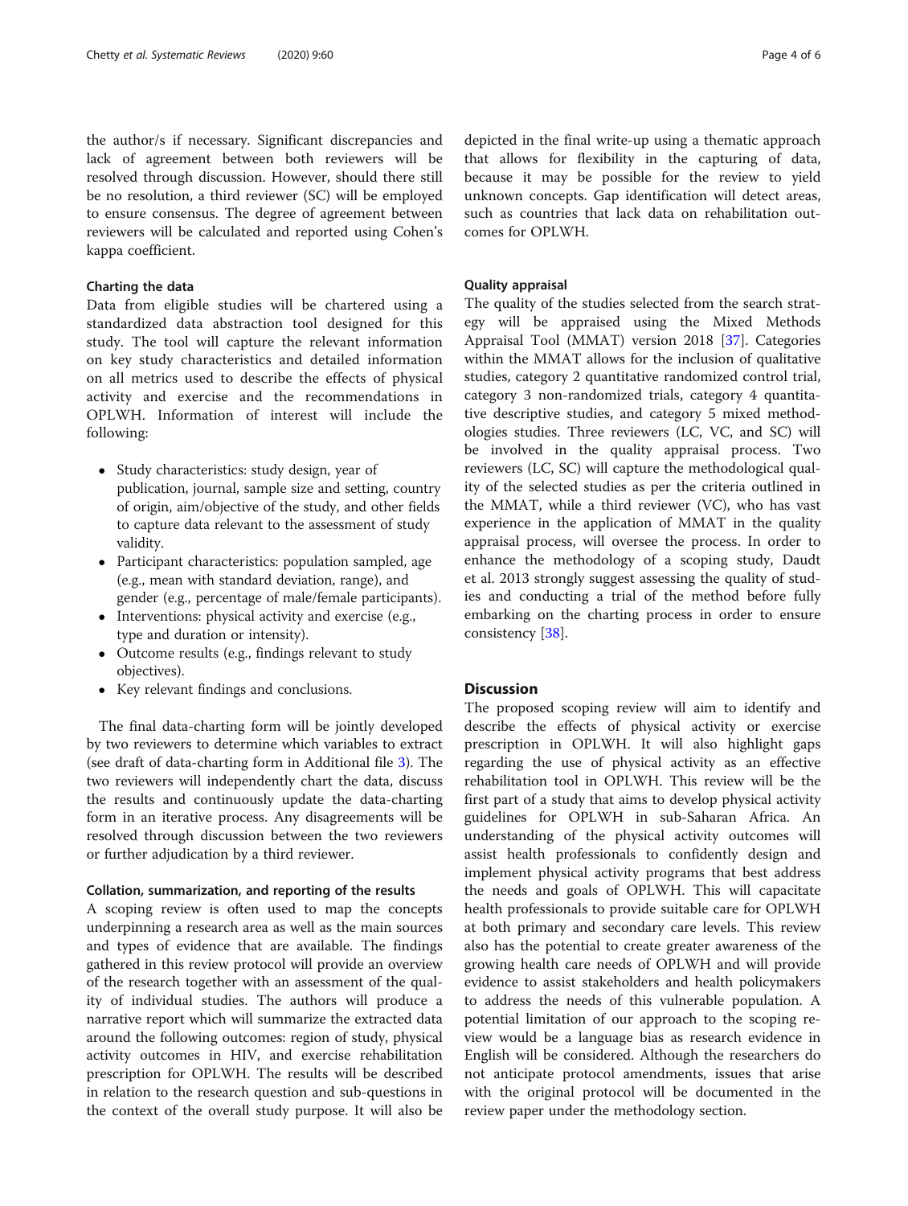the author/s if necessary. Significant discrepancies and lack of agreement between both reviewers will be resolved through discussion. However, should there still be no resolution, a third reviewer (SC) will be employed to ensure consensus. The degree of agreement between reviewers will be calculated and reported using Cohen's kappa coefficient.

### Charting the data

Data from eligible studies will be chartered using a standardized data abstraction tool designed for this study. The tool will capture the relevant information on key study characteristics and detailed information on all metrics used to describe the effects of physical activity and exercise and the recommendations in OPLWH. Information of interest will include the following:

- Study characteristics: study design, year of publication, journal, sample size and setting, country of origin, aim/objective of the study, and other fields to capture data relevant to the assessment of study validity.
- Participant characteristics: population sampled, age (e.g., mean with standard deviation, range), and gender (e.g., percentage of male/female participants).
- Interventions: physical activity and exercise (e.g., type and duration or intensity).
- Outcome results (e.g., findings relevant to study objectives).
- Key relevant findings and conclusions.

The final data-charting form will be jointly developed by two reviewers to determine which variables to extract (see draft of data-charting form in Additional file 3). The two reviewers will independently chart the data, discuss the results and continuously update the data-charting form in an iterative process. Any disagreements will be resolved through discussion between the two reviewers or further adjudication by a third reviewer.

### Collation, summarization, and reporting of the results

A scoping review is often used to map the concepts underpinning a research area as well as the main sources and types of evidence that are available. The findings gathered in this review protocol will provide an overview of the research together with an assessment of the quality of individual studies. The authors will produce a narrative report which will summarize the extracted data around the following outcomes: region of study, physical activity outcomes in HIV, and exercise rehabilitation prescription for OPLWH. The results will be described in relation to the research question and sub-questions in the context of the overall study purpose. It will also be depicted in the final write-up using a thematic approach that allows for flexibility in the capturing of data, because it may be possible for the review to yield unknown concepts. Gap identification will detect areas, such as countries that lack data on rehabilitation outcomes for OPLWH.

### Quality appraisal

The quality of the studies selected from the search strategy will be appraised using the Mixed Methods Appraisal Tool (MMAT) version 2018 [37]. Categories within the MMAT allows for the inclusion of qualitative studies, category 2 quantitative randomized control trial, category 3 non-randomized trials, category 4 quantitative descriptive studies, and category 5 mixed methodologies studies. Three reviewers (LC, VC, and SC) will be involved in the quality appraisal process. Two reviewers (LC, SC) will capture the methodological quality of the selected studies as per the criteria outlined in the MMAT, while a third reviewer (VC), who has vast experience in the application of MMAT in the quality appraisal process, will oversee the process. In order to enhance the methodology of a scoping study, Daudt et al. 2013 strongly suggest assessing the quality of studies and conducting a trial of the method before fully embarking on the charting process in order to ensure consistency [38].

## Discussion

The proposed scoping review will aim to identify and describe the effects of physical activity or exercise prescription in OPLWH. It will also highlight gaps regarding the use of physical activity as an effective rehabilitation tool in OPLWH. This review will be the first part of a study that aims to develop physical activity guidelines for OPLWH in sub-Saharan Africa. An understanding of the physical activity outcomes will assist health professionals to confidently design and implement physical activity programs that best address the needs and goals of OPLWH. This will capacitate health professionals to provide suitable care for OPLWH at both primary and secondary care levels. This review also has the potential to create greater awareness of the growing health care needs of OPLWH and will provide evidence to assist stakeholders and health policymakers to address the needs of this vulnerable population. A potential limitation of our approach to the scoping review would be a language bias as research evidence in English will be considered. Although the researchers do not anticipate protocol amendments, issues that arise with the original protocol will be documented in the review paper under the methodology section.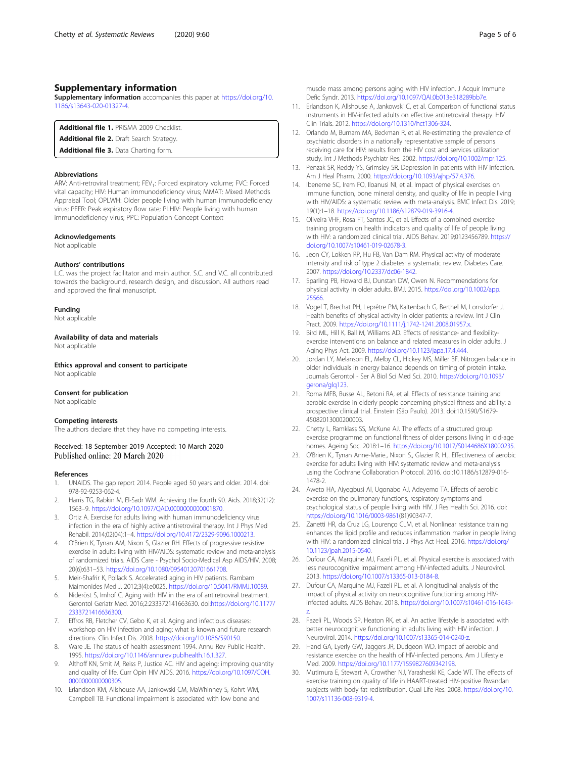## Supplementary information

**Supplementary information** accompanies this paper at https://doi.org/10.1186/s13643-020-01327-4.

**Additional file 1.** PRISMA 2009 Checklist.
**Additional file 2.** Draft Search Strategy.
**Additional file 3.** Data Charting form.

### Abbreviations

ARV: Anti-retroviral treatment; $FEV_1$: Forced expiratory volume; FVC: Forced vital capacity; HIV: Human immunodeficiency virus; MMAT: Mixed Methods Appraisal Tool; OPLWH: Older people living with human immunodeficiency virus; PEFR: Peak expiratory flow rate; PLHIV: People living with human immunodeficiency virus; PPC: Population Concept Context

### Acknowledgements

Not applicable

### Authors' contributions

L.C. was the project facilitator and main author. S.C. and V.C. all contributed towards the background, research design, and discussion. All authors read and approved the final manuscript.

### Funding

Not applicable

### Availability of data and materials

Not applicable

### Ethics approval and consent to participate

Not applicable

### Consent for publication

Not applicable

### Competing interests

The authors declare that they have no competing interests.

Received: 18 September 2019 Accepted: 10 March 2020
Published online: 20 March 2020

### References

1. UNAIDS. The gap report 2014. People aged 50 years and older. 2014. doi: 978-92-9253-062-4.
2. Harris TG, Rabkin M, El-Sadr WM. Achieving the fourth 90. Aids. 2018;32(12):1563–9. https://doi.org/10.1097/QAD.0000000000001870.
3. Ortiz A. Exercise for adults living with human immunodeficiency virus infection in the era of highly active antiretroviral therapy. Int J Phys Med Rehabil. 2014;02(04):1–4. https://doi.org/10.4172/2329-9096.1000213.
4. O'Brien K, Tynan AM, Nixon S, Glazier RH. Effects of progressive resistive exercise in adults living with HIV/AIDS: systematic review and meta-analysis of randomized trials. AIDS Care - Psychol Socio-Medical Asp AIDS/HIV. 2008;20(6):631–53. https://doi.org/10.1080/09540120701661708.
5. Meir-Shafrir K, Pollack S. Accelerated aging in HIV patients. Rambam Maimonides Med J. 2012;3(4):e0025. https://doi.org/10.5041/RMMJ.10089.
6. Nideröst S, Imhof C. Aging with HIV in the era of antiretroviral treatment. Gerontol Geriatr Med. 2016;2:233372141663630. doi:https://doi.org/10.1177/2333721416636300.
7. Effros RB, Fletcher CV, Gebo K, et al. Aging and infectious diseases: workshop on HIV infection and aging: what is known and future research directions. Clin Infect Dis. 2008. https://doi.org/10.1086/590150.
8. Ware JE. The status of health assessment 1994. Annu Rev Public Health. 1995. https://doi.org/10.1146/annurev.publhealth.16.1.327.
9. Althoff KN, Smit M, Reiss P, Justice AC. HIV and ageing: improving quantity and quality of life. Curr Opin HIV AIDS. 2016. https://doi.org/10.1097/COH.0000000000000305.
10. Erlandson KM, Allshouse AA, Jankowski CM, MaWhinney S, Kohrt WM, Campbell TB. Functional impairment is associated with low bone and muscle mass among persons aging with HIV infection. J Acquir Immune Defic Syndr. 2013. https://doi.org/10.1097/QAI.0b013e318289bb7e.
11. Erlandson K, Allshouse A, Jankowski C, et al. Comparison of functional status instruments in HIV-infected adults on effective antiretroviral therapy. HIV Clin Trials. 2012. https://doi.org/10.1310/hct1306-324.
12. Orlando M, Burnam MA, Beckman R, et al. Re-estimating the prevalence of psychiatric disorders in a nationally representative sample of persons receiving care for HIV: results from the HIV cost and services utilization study. Int J Methods Psychiatr Res. 2002. https://doi.org/10.1002/mpr.125.
13. Penzak SR, Reddy YS, Grimsley SR. Depression in patients with HIV infection. Am J Heal Pharm. 2000. https://doi.org/10.1093/ajhp/57.4.376.
14. Ibeneme SC, Irem FO, Iloanusi NI, et al. Impact of physical exercises on immune function, bone mineral density, and quality of life in people living with HIV/AIDS: a systematic review with meta-analysis. BMC Infect Dis. 2019;19(1):1–18. https://doi.org/10.1186/s12879-019-3916-4.
15. Oliveira VHF, Rosa FT, Santos JC, et al. Effects of a combined exercise training program on health indicators and quality of life of people living with HIV: a randomized clinical trial. AIDS Behav. 2019;0123456789. https://doi.org/10.1007/s10461-019-02678-3.
16. Jeon CY, Lokken RP, Hu FB, Van Dam RM. Physical activity of moderate intensity and risk of type 2 diabetes: a systematic review. Diabetes Care. 2007. https://doi.org/10.2337/dc06-1842.
17. Sparling PB, Howard BJ, Dunstan DW, Owen N. Recommendations for physical activity in older adults. BMJ. 2015. https://doi.org/10.1002/app.25566.
18. Vogel T, Brechat PH, Leprêtre PM, Kaltenbach G, Berthel M, Lonsdorfer J. Health benefits of physical activity in older patients: a review. Int J Clin Pract. 2009. https://doi.org/10.1111/j.1742-1241.2008.01957.x.
19. Bird ML, Hill K, Ball M, Williams AD. Effects of resistance- and flexibility-exercise interventions on balance and related measures in older adults. J Aging Phys Act. 2009. https://doi.org/10.1123/japa.17.4.444.
20. Jordan LY, Melanson EL, Melby CL, Hickey MS, Miller BF. Nitrogen balance in older individuals in energy balance depends on timing of protein intake. Journals Gerontol - Ser A Biol Sci Med Sci. 2010. https://doi.org/10.1093/gerona/glq123.
21. Roma MFB, Busse AL, Betoni RA, et al. Effects of resistance training and aerobic exercise in elderly people concerning physical fitness and ability: a prospective clinical trial. Einstein (São Paulo). 2013. doi:10.1590/S1679-45082013000200003.
22. Chetty L, Ramklass SS, McKune AJ. The effects of a structured group exercise programme on functional fitness of older persons living in old-age homes. Ageing Soc. 2018:1–16. https://doi.org/10.1017/S0144686X18000235.
23. O'Brien K., Tynan Anne-Marie., Nixon S., Glazier R. H.,. Effectiveness of aerobic exercise for adults living with HIV: systematic review and meta-analysis using the Cochrane Collaboration Protocol. 2016. doi:10.1186/s12879-016-1478-2.
24. Aweto HA, Aiyegbusi AI, Ugonabo AJ, Adeyemo TA. Effects of aerobic exercise on the pulmonary functions, respiratory symptoms and psychological status of people living with HIV. J Res Health Sci. 2016. doi: https://doi.org/10.1016/0003-9861(81)90347-7.
25. Zanetti HR, da Cruz LG, Lourenço CLM, et al. Nonlinear resistance training enhances the lipid profile and reduces inflammation marker in people living with HIV: a randomized clinical trial. J Phys Act Heal. 2016. https://doi.org/10.1123/jpah.2015-0540.
26. Dufour CA, Marquine MJ, Fazeli PL, et al. Physical exercise is associated with less neurocognitive impairment among HIV-infected adults. J Neurovirol. 2013. https://doi.org/10.1007/s13365-013-0184-8.
27. Dufour CA, Marquine MJ, Fazeli PL, et al. A longitudinal analysis of the impact of physical activity on neurocognitive functioning among HIV-infected adults. AIDS Behav. 2018. https://doi.org/10.1007/s10461-016-1643-z.
28. Fazeli PL, Woods SP, Heaton RK, et al. An active lifestyle is associated with better neurocognitive functioning in adults living with HIV infection. J Neurovirol. 2014. https://doi.org/10.1007/s13365-014-0240-z.
29. Hand GA, Lyerly GW, Jaggers JR, Dudgeon WD. Impact of aerobic and resistance exercise on the health of HIV-infected persons. Am J Lifestyle Med. 2009. https://doi.org/10.1177/1559827609342198.
30. Mutimura E, Stewart A, Crowther NJ, Yarasheski KE, Cade WT. The effects of exercise training on quality of life in HAART-treated HIV-positive Rwandan subjects with body fat redistribution. Qual Life Res. 2008. https://doi.org/10.1007/s11136-008-9319-4.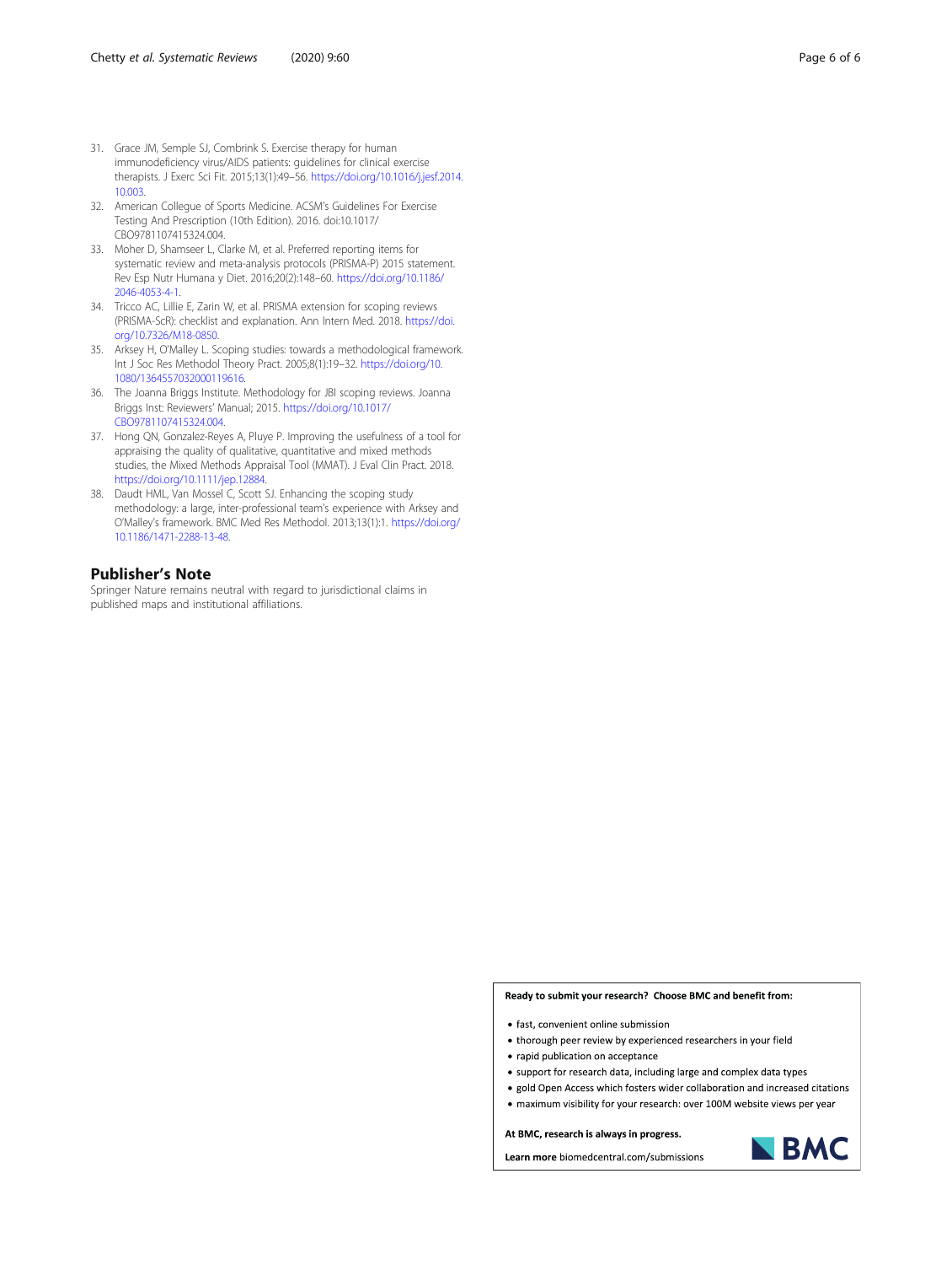31. Grace JM, Semple SJ, Combrink S. Exercise therapy for human immunodeficiency virus/AIDS patients: guidelines for clinical exercise therapists. J Exerc Sci Fit. 2015;13(1):49–56. https://doi.org/10.1016/j.jesf.2014.10.003.
32. American College of Sports Medicine. ACSM's Guidelines For Exercise Testing And Prescription (10th Edition). 2016. doi:10.1017/CBO9781107415324.004.
33. Moher D, Shamseer L, Clarke M, et al. Preferred reporting items for systematic review and meta-analysis protocols (PRISMA-P) 2015 statement. Rev Esp Nutr Humana y Diet. 2016;20(2):148–60. https://doi.org/10.1186/2046-4053-4-1.
34. Tricco AC, Lillie E, Zarin W, et al. PRISMA extension for scoping reviews (PRISMA-ScR): checklist and explanation. Ann Intern Med. 2018. https://doi.org/10.7326/M18-0850.
35. Arksey H, O'Malley L. Scoping studies: towards a methodological framework. Int J Soc Res Methodol Theory Pract. 2005;8(1):19–32. https://doi.org/10.1080/1364557032000119616.
36. The Joanna Briggs Institute. Methodology for JBI scoping reviews. Joanna Briggs Inst: Reviewers' Manual; 2015. https://doi.org/10.1017/CBO9781107415324.004.
37. Hong QN, Gonzalez-Reyes A, Pluye P. Improving the usefulness of a tool for appraising the quality of qualitative, quantitative and mixed methods studies, the Mixed Methods Appraisal Tool (MMAT). J Eval Clin Pract. 2018. https://doi.org/10.1111/jep.12884.
38. Daudt HML, Van Mossel C, Scott SJ. Enhancing the scoping study methodology: a large, inter-professional team's experience with Arksey and O'Malley's framework. BMC Med Res Methodol. 2013;13(1):1. https://doi.org/10.1186/1471-2288-13-48.

## Publisher's Note

Springer Nature remains neutral with regard to jurisdictional claims in published maps and institutional affiliations.

**Ready to submit your research? Choose BMC and benefit from:**

- fast, convenient online submission
- thorough peer review by experienced researchers in your field
- rapid publication on acceptance
- support for research data, including large and complex data types
- gold Open Access which fosters wider collaboration and increased citations
- maximum visibility for your research: over 100M website views per year

**At BMC, research is always in progress.**

**Learn more** biomedcentral.com/submissions

BMC